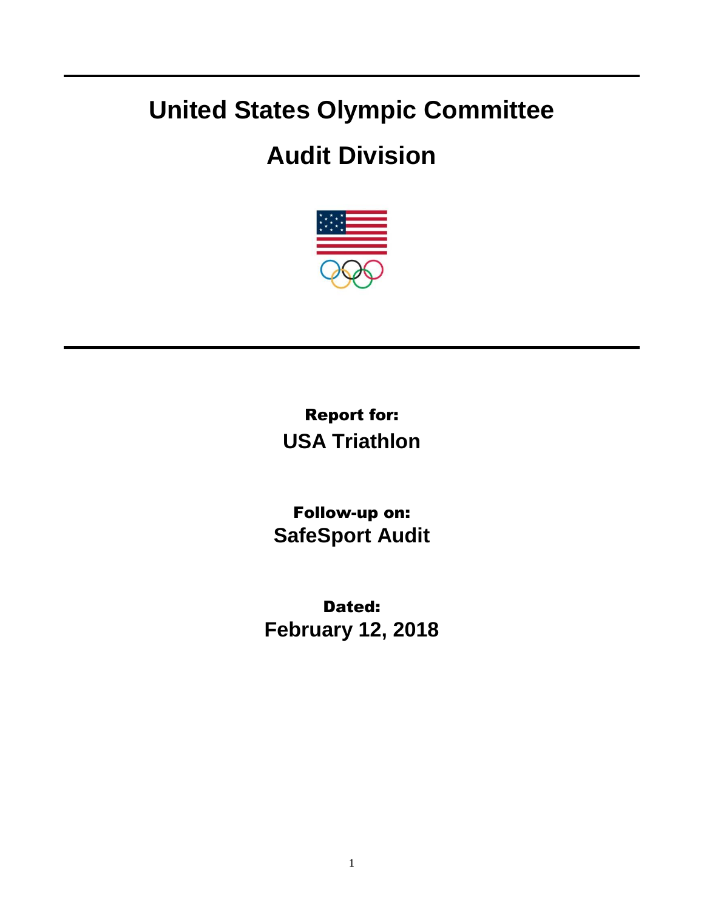# United States Olympic Committee

# Audit Division

**Report for:**
**USA Triathlon**

**Follow-up on:**
**SafeSport Audit**

**Dated:**
**February 12, 2018**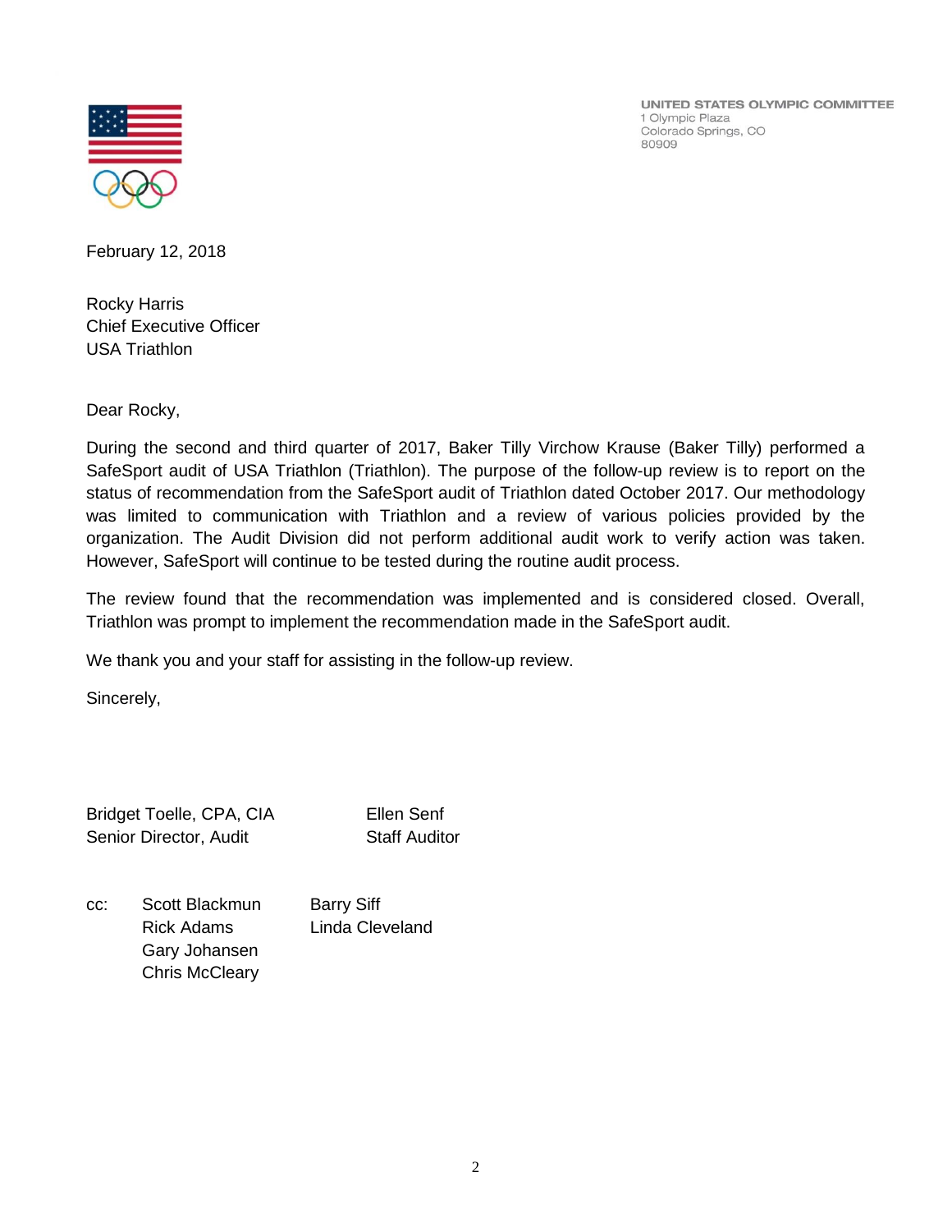UNITED STATES OLYMPIC COMMITTEE
1 Olympic Plaza
Colorado Springs, CO
80909

February 12, 2018

Rocky Harris
Chief Executive Officer
USA Triathlon

Dear Rocky,

During the second and third quarter of 2017, Baker Tilly Virchow Krause (Baker Tilly) performed a SafeSport audit of USA Triathlon (Triathlon). The purpose of the follow-up review is to report on the status of recommendation from the SafeSport audit of Triathlon dated October 2017. Our methodology was limited to communication with Triathlon and a review of various policies provided by the organization. The Audit Division did not perform additional audit work to verify action was taken. However, SafeSport will continue to be tested during the routine audit process.

The review found that the recommendation was implemented and is considered closed. Overall, Triathlon was prompt to implement the recommendation made in the SafeSport audit.

We thank you and your staff for assisting in the follow-up review.

Sincerely,

Bridget Toelle, CPA, CIA
Senior Director, Audit

Ellen Senf
Staff Auditor

cc: Scott Blackmun
Rick Adams
Gary Johansen
Chris McCleary
Barry Siff
Linda Cleveland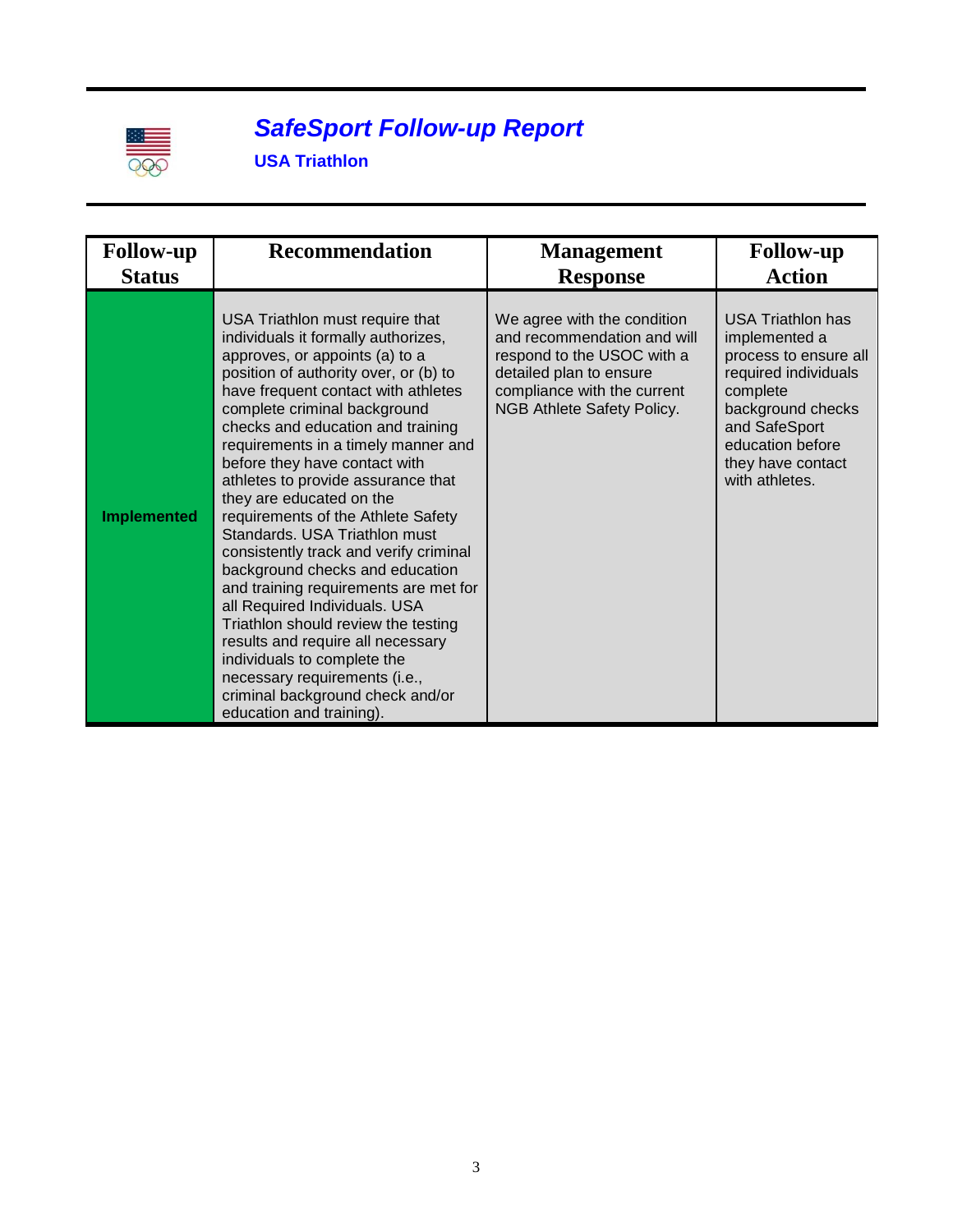# *SafeSport Follow-up Report*

## USA Triathlon

| Follow-up Status | Recommendation | Management Response | Follow-up Action |
| --- | --- | --- | --- |
| **Implemented** | USA Triathlon must require that individuals it formally authorizes, approves, or appoints (a) to a position of authority over, or (b) to have frequent contact with athletes complete criminal background checks and education and training requirements in a timely manner and before they have contact with athletes to provide assurance that they are educated on the requirements of the Athlete Safety Standards. USA Triathlon must consistently track and verify criminal background checks and education and training requirements are met for all Required Individuals. USA Triathlon should review the testing results and require all necessary individuals to complete the necessary requirements (i.e., criminal background check and/or education and training). | We agree with the condition and recommendation and will respond to the USOC with a detailed plan to ensure compliance with the current NGB Athlete Safety Policy. | USA Triathlon has implemented a process to ensure all required individuals complete background checks and SafeSport education before they have contact with athletes. |